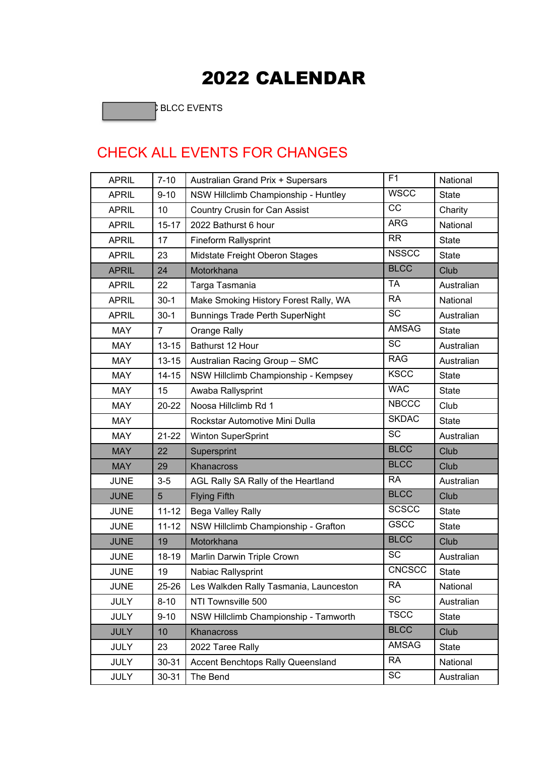# 2022 CALENDAR

BLCC EVENTS

CHECK ALL EVENTS FOR CHANGES

| | | | | |
|---|---|---|---|---|
| APRIL | 7-10 | Australian Grand Prix + Supersars | F1 | National |
| APRIL | 9-10 | NSW Hillclimb Championship - Huntley | WSCC | State |
| APRIL | 10 | Country Crusin for Can Assist | CC | Charity |
| APRIL | 15-17 | 2022 Bathurst 6 hour | ARG | National |
| APRIL | 17 | Fineform Rallysprint | RR | State |
| APRIL | 23 | Midstate Freight Oberon Stages | NSSCC | State |
| APRIL | 24 | Motorkhana | BLCC | Club |
| APRIL | 22 | Targa Tasmania | TA | Australian |
| APRIL | 30-1 | Make Smoking History Forest Rally, WA | RA | National |
| APRIL | 30-1 | Bunnings Trade Perth SuperNight | SC | Australian |
| MAY | 7 | Orange Rally | AMSAG | State |
| MAY | 13-15 | Bathurst 12 Hour | SC | Australian |
| MAY | 13-15 | Australian Racing Group – SMC | RAG | Australian |
| MAY | 14-15 | NSW Hillclimb Championship - Kempsey | KSCC | State |
| MAY | 15 | Awaba Rallysprint | WAC | State |
| MAY | 20-22 | Noosa Hillclimb Rd 1 | NBCCC | Club |
| MAY | | Rockstar Automotive Mini Dulla | SKDAC | State |
| MAY | 21-22 | Winton SuperSprint | SC | Australian |
| MAY | 22 | Supersprint | BLCC | Club |
| MAY | 29 | Khanacross | BLCC | Club |
| JUNE | 3-5 | AGL Rally SA Rally of the Heartland | RA | Australian |
| JUNE | 5 | Flying Fifth | BLCC | Club |
| JUNE | 11-12 | Bega Valley Rally | SCSCC | State |
| JUNE | 11-12 | NSW Hillclimb Championship - Grafton | GSCC | State |
| JUNE | 19 | Motorkhana | BLCC | Club |
| JUNE | 18-19 | Marlin Darwin Triple Crown | SC | Australian |
| JUNE | 19 | Nabiac Rallysprint | CNCSCC | State |
| JUNE | 25-26 | Les Walkden Rally Tasmania, Launceston | RA | National |
| JULY | 8-10 | NTI Townsville 500 | SC | Australian |
| JULY | 9-10 | NSW Hillclimb Championship - Tamworth | TSCC | State |
| JULY | 10 | Khanacross | BLCC | Club |
| JULY | 23 | 2022 Taree Rally | AMSAG | State |
| JULY | 30-31 | Accent Benchtops Rally Queensland | RA | National |
| JULY | 30-31 | The Bend | SC | Australian |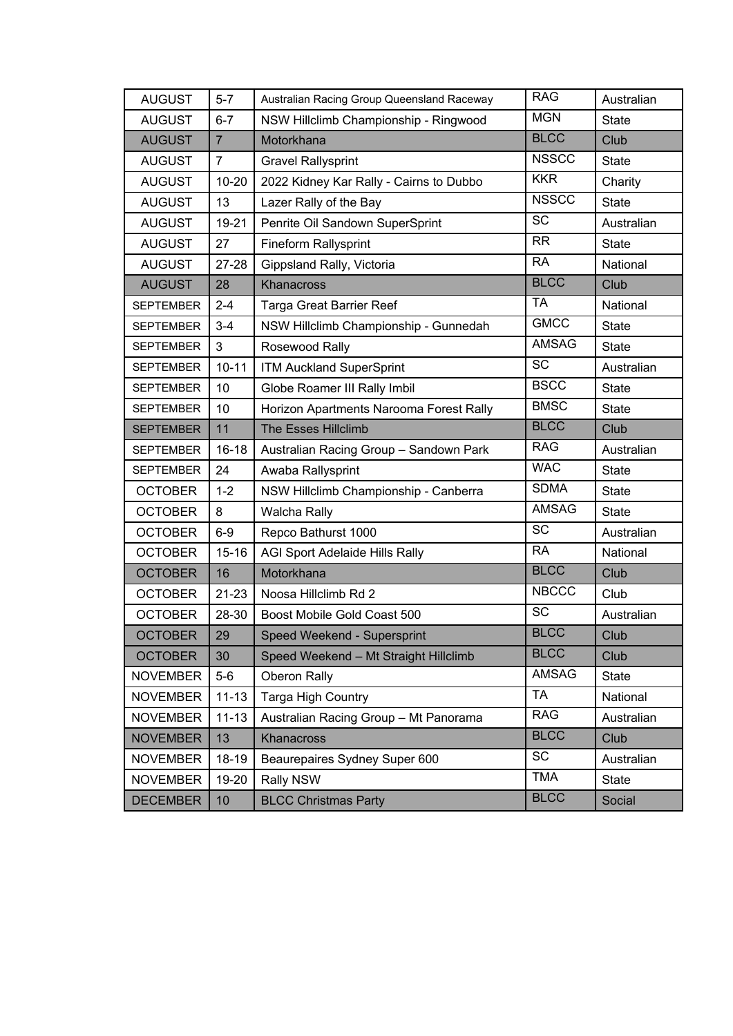| AUGUST | 5-7 | Australian Racing Group Queensland Raceway | RAG | Australian |
|---|---|---|---|---|
| AUGUST | 6-7 | NSW Hillclimb Championship - Ringwood | MGN | State |
| AUGUST | 7 | Motorkhana | BLCC | Club |
| AUGUST | 7 | Gravel Rallysprint | NSSCC | State |
| AUGUST | 10-20 | 2022 Kidney Kar Rally - Cairns to Dubbo | KKR | Charity |
| AUGUST | 13 | Lazer Rally of the Bay | NSSCC | State |
| AUGUST | 19-21 | Penrite Oil Sandown SuperSprint | SC | Australian |
| AUGUST | 27 | Fineform Rallysprint | RR | State |
| AUGUST | 27-28 | Gippsland Rally, Victoria | RA | National |
| AUGUST | 28 | Khanacross | BLCC | Club |
| SEPTEMBER | 2-4 | Targa Great Barrier Reef | TA | National |
| SEPTEMBER | 3-4 | NSW Hillclimb Championship - Gunnedah | GMCC | State |
| SEPTEMBER | 3 | Rosewood Rally | AMSAG | State |
| SEPTEMBER | 10-11 | ITM Auckland SuperSprint | SC | Australian |
| SEPTEMBER | 10 | Globe Roamer III Rally Imbil | BSCC | State |
| SEPTEMBER | 10 | Horizon Apartments Narooma Forest Rally | BMSC | State |
| SEPTEMBER | 11 | The Esses Hillclimb | BLCC | Club |
| SEPTEMBER | 16-18 | Australian Racing Group – Sandown Park | RAG | Australian |
| SEPTEMBER | 24 | Awaba Rallysprint | WAC | State |
| OCTOBER | 1-2 | NSW Hillclimb Championship - Canberra | SDMA | State |
| OCTOBER | 8 | Walcha Rally | AMSAG | State |
| OCTOBER | 6-9 | Repco Bathurst 1000 | SC | Australian |
| OCTOBER | 15-16 | AGI Sport Adelaide Hills Rally | RA | National |
| OCTOBER | 16 | Motorkhana | BLCC | Club |
| OCTOBER | 21-23 | Noosa Hillclimb Rd 2 | NBCCC | Club |
| OCTOBER | 28-30 | Boost Mobile Gold Coast 500 | SC | Australian |
| OCTOBER | 29 | Speed Weekend - Supersprint | BLCC | Club |
| OCTOBER | 30 | Speed Weekend – Mt Straight Hillclimb | BLCC | Club |
| NOVEMBER | 5-6 | Oberon Rally | AMSAG | State |
| NOVEMBER | 11-13 | Targa High Country | TA | National |
| NOVEMBER | 11-13 | Australian Racing Group – Mt Panorama | RAG | Australian |
| NOVEMBER | 13 | Khanacross | BLCC | Club |
| NOVEMBER | 18-19 | Beaurepaires Sydney Super 600 | SC | Australian |
| NOVEMBER | 19-20 | Rally NSW | TMA | State |
| DECEMBER | 10 | BLCC Christmas Party | BLCC | Social |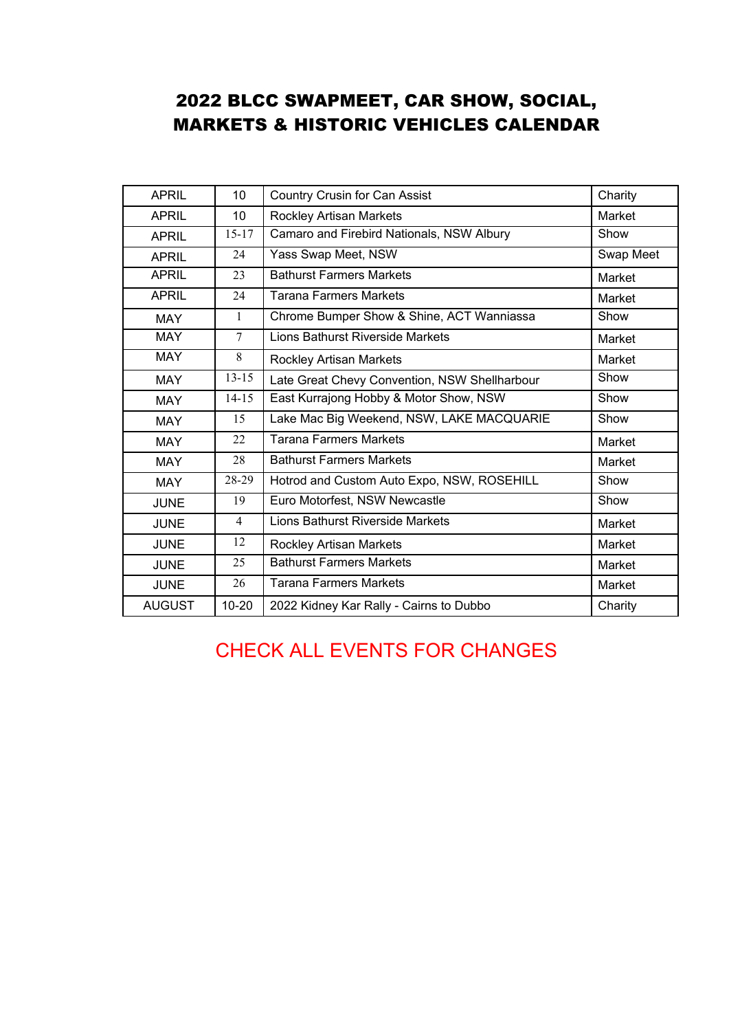## 2022 BLCC SWAPMEET, CAR SHOW, SOCIAL, MARKETS & HISTORIC VEHICLES CALENDAR

| | | | |
|---|---|---|---|
| APRIL | 10 | Country Crusin for Can Assist | Charity |
| APRIL | 10 | Rockley Artisan Markets | Market |
| APRIL | 15-17 | Camaro and Firebird Nationals, NSW Albury | Show |
| APRIL | 24 | Yass Swap Meet, NSW | Swap Meet |
| APRIL | 23 | Bathurst Farmers Markets | Market |
| APRIL | 24 | Tarana Farmers Markets | Market |
| MAY | 1 | Chrome Bumper Show & Shine, ACT Wanniassa | Show |
| MAY | 7 | Lions Bathurst Riverside Markets | Market |
| MAY | 8 | Rockley Artisan Markets | Market |
| MAY | 13-15 | Late Great Chevy Convention, NSW Shellharbour | Show |
| MAY | 14-15 | East Kurrajong Hobby & Motor Show, NSW | Show |
| MAY | 15 | Lake Mac Big Weekend, NSW, LAKE MACQUARIE | Show |
| MAY | 22 | Tarana Farmers Markets | Market |
| MAY | 28 | Bathurst Farmers Markets | Market |
| MAY | 28-29 | Hotrod and Custom Auto Expo, NSW, ROSEHILL | Show |
| JUNE | 19 | Euro Motorfest, NSW Newcastle | Show |
| JUNE | 4 | Lions Bathurst Riverside Markets | Market |
| JUNE | 12 | Rockley Artisan Markets | Market |
| JUNE | 25 | Bathurst Farmers Markets | Market |
| JUNE | 26 | Tarana Farmers Markets | Market |
| AUGUST | 10-20 | 2022 Kidney Kar Rally - Cairns to Dubbo | Charity |

CHECK ALL EVENTS FOR CHANGES